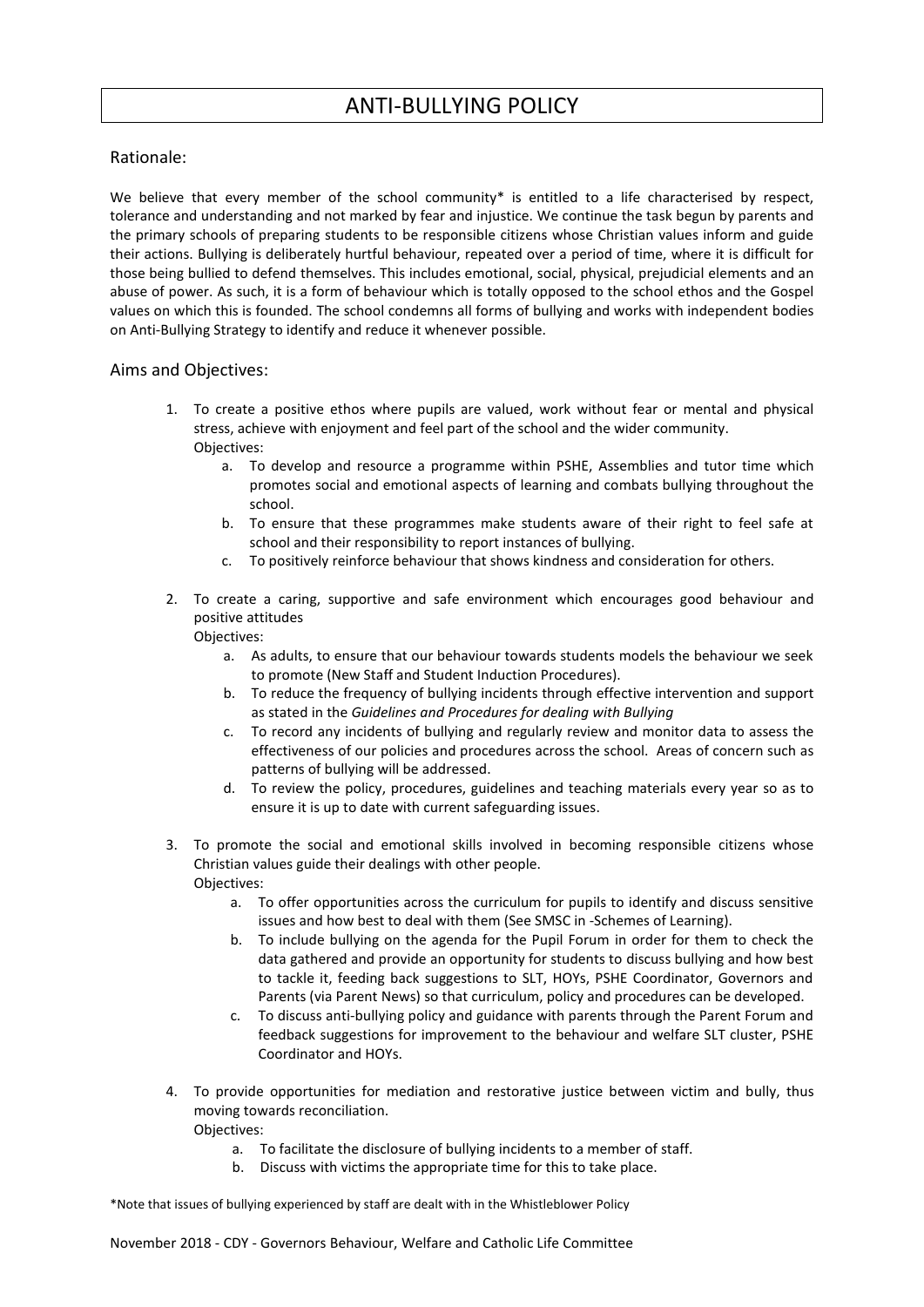# ANTI-BULLYING POLICY

## Rationale:

We believe that every member of the school community* is entitled to a life characterised by respect, tolerance and understanding and not marked by fear and injustice. We continue the task begun by parents and the primary schools of preparing students to be responsible citizens whose Christian values inform and guide their actions. Bullying is deliberately hurtful behaviour, repeated over a period of time, where it is difficult for those being bullied to defend themselves. This includes emotional, social, physical, prejudicial elements and an abuse of power. As such, it is a form of behaviour which is totally opposed to the school ethos and the Gospel values on which this is founded. The school condemns all forms of bullying and works with independent bodies on Anti-Bullying Strategy to identify and reduce it whenever possible.

## Aims and Objectives:

1. To create a positive ethos where pupils are valued, work without fear or mental and physical stress, achieve with enjoyment and feel part of the school and the wider community.
   Objectives:
   a. To develop and resource a programme within PSHE, Assemblies and tutor time which promotes social and emotional aspects of learning and combats bullying throughout the school.
   b. To ensure that these programmes make students aware of their right to feel safe at school and their responsibility to report instances of bullying.
   c. To positively reinforce behaviour that shows kindness and consideration for others.

2. To create a caring, supportive and safe environment which encourages good behaviour and positive attitudes
   Objectives:
   a. As adults, to ensure that our behaviour towards students models the behaviour we seek to promote (New Staff and Student Induction Procedures).
   b. To reduce the frequency of bullying incidents through effective intervention and support as stated in the *Guidelines and Procedures for dealing with Bullying*
   c. To record any incidents of bullying and regularly review and monitor data to assess the effectiveness of our policies and procedures across the school. Areas of concern such as patterns of bullying will be addressed.
   d. To review the policy, procedures, guidelines and teaching materials every year so as to ensure it is up to date with current safeguarding issues.

3. To promote the social and emotional skills involved in becoming responsible citizens whose Christian values guide their dealings with other people.
   Objectives:
   a. To offer opportunities across the curriculum for pupils to identify and discuss sensitive issues and how best to deal with them (See SMSC in -Schemes of Learning).
   b. To include bullying on the agenda for the Pupil Forum in order for them to check the data gathered and provide an opportunity for students to discuss bullying and how best to tackle it, feeding back suggestions to SLT, HOYs, PSHE Coordinator, Governors and Parents (via Parent News) so that curriculum, policy and procedures can be developed.
   c. To discuss anti-bullying policy and guidance with parents through the Parent Forum and feedback suggestions for improvement to the behaviour and welfare SLT cluster, PSHE Coordinator and HOYs.

4. To provide opportunities for mediation and restorative justice between victim and bully, thus moving towards reconciliation.
   Objectives:
   a. To facilitate the disclosure of bullying incidents to a member of staff.
   b. Discuss with victims the appropriate time for this to take place.

*Note that issues of bullying experienced by staff are dealt with in the Whistleblower Policy

November 2018 - CDY - Governors Behaviour, Welfare and Catholic Life Committee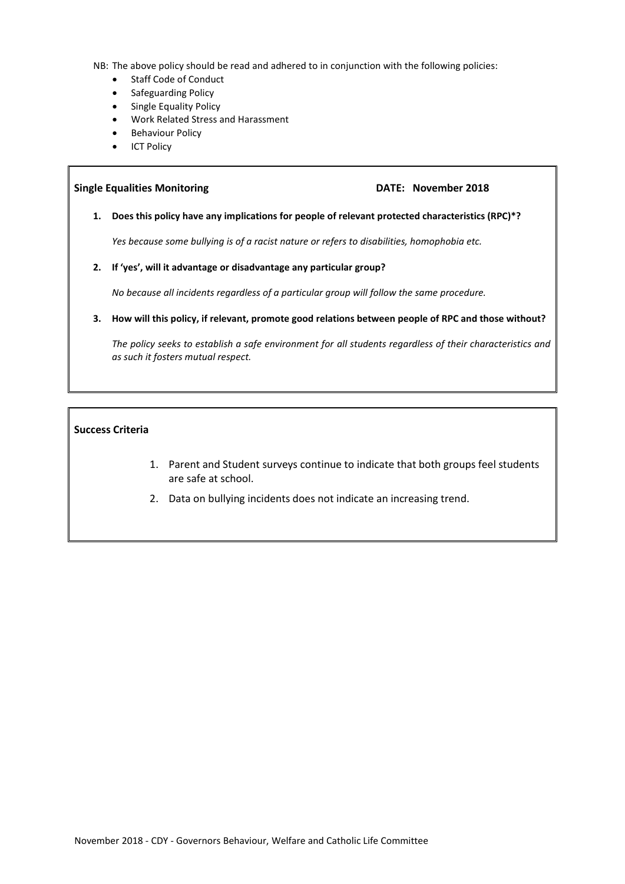NB: The above policy should be read and adhered to in conjunction with the following policies:

- Staff Code of Conduct
- Safeguarding Policy
- Single Equality Policy
- Work Related Stress and Harassment
- Behaviour Policy
- ICT Policy

**Single Equalities Monitoring** **DATE: November 2018**

1. **Does this policy have any implications for people of relevant protected characteristics (RPC)*?**

   *Yes because some bullying is of a racist nature or refers to disabilities, homophobia etc.*

2. **If 'yes', will it advantage or disadvantage any particular group?**

   *No because all incidents regardless of a particular group will follow the same procedure.*

3. **How will this policy, if relevant, promote good relations between people of RPC and those without?**

   *The policy seeks to establish a safe environment for all students regardless of their characteristics and as such it fosters mutual respect.*

**Success Criteria**

1. Parent and Student surveys continue to indicate that both groups feel students are safe at school.
2. Data on bullying incidents does not indicate an increasing trend.

November 2018 - CDY - Governors Behaviour, Welfare and Catholic Life Committee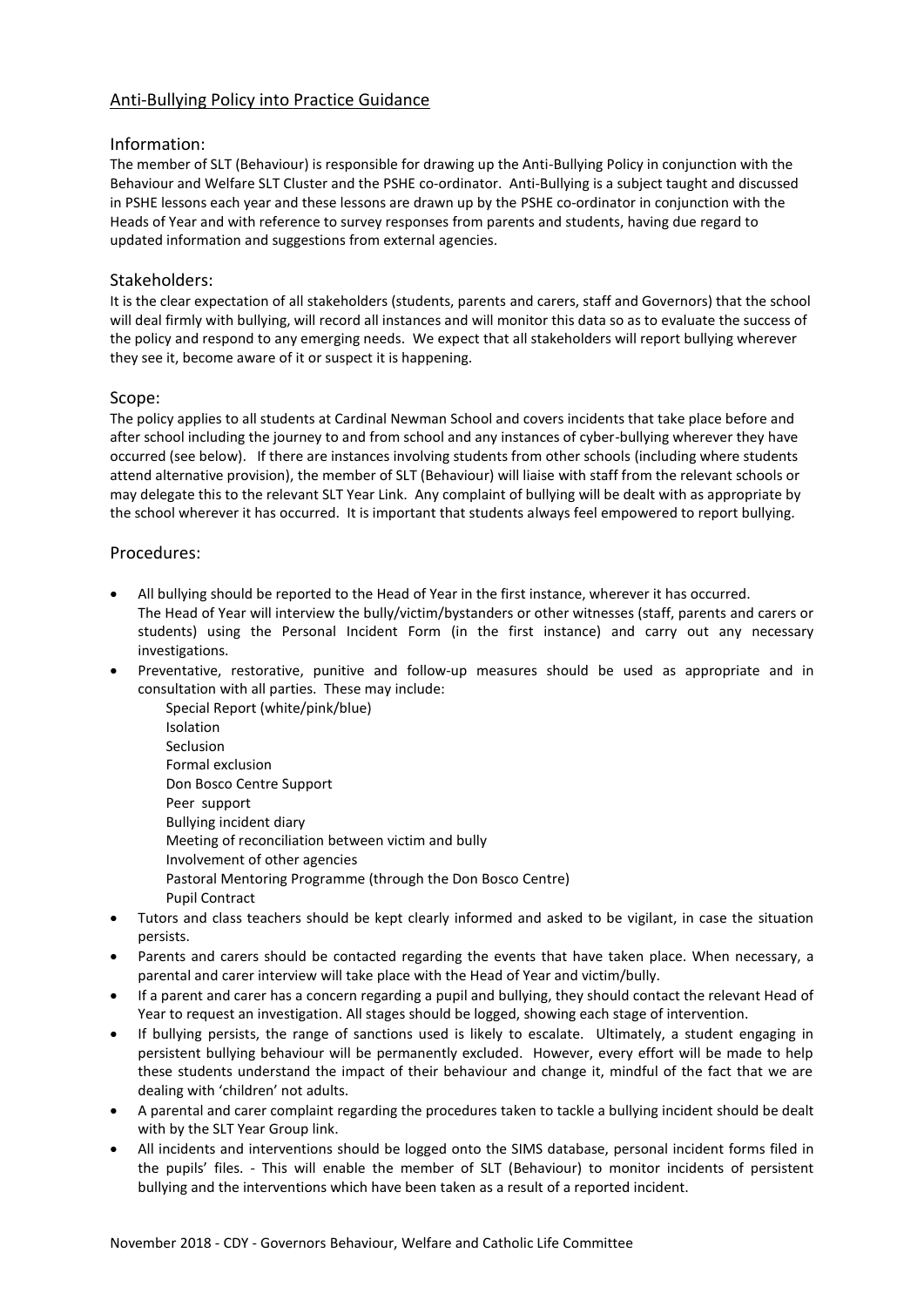## Anti-Bullying Policy into Practice Guidance

### Information:

The member of SLT (Behaviour) is responsible for drawing up the Anti-Bullying Policy in conjunction with the Behaviour and Welfare SLT Cluster and the PSHE co-ordinator. Anti-Bullying is a subject taught and discussed in PSHE lessons each year and these lessons are drawn up by the PSHE co-ordinator in conjunction with the Heads of Year and with reference to survey responses from parents and students, having due regard to updated information and suggestions from external agencies.

### Stakeholders:

It is the clear expectation of all stakeholders (students, parents and carers, staff and Governors) that the school will deal firmly with bullying, will record all instances and will monitor this data so as to evaluate the success of the policy and respond to any emerging needs. We expect that all stakeholders will report bullying wherever they see it, become aware of it or suspect it is happening.

### Scope:

The policy applies to all students at Cardinal Newman School and covers incidents that take place before and after school including the journey to and from school and any instances of cyber-bullying wherever they have occurred (see below). If there are instances involving students from other schools (including where students attend alternative provision), the member of SLT (Behaviour) will liaise with staff from the relevant schools or may delegate this to the relevant SLT Year Link. Any complaint of bullying will be dealt with as appropriate by the school wherever it has occurred. It is important that students always feel empowered to report bullying.

### Procedures:

- All bullying should be reported to the Head of Year in the first instance, wherever it has occurred. The Head of Year will interview the bully/victim/bystanders or other witnesses (staff, parents and carers or students) using the Personal Incident Form (in the first instance) and carry out any necessary investigations.
- Preventative, restorative, punitive and follow-up measures should be used as appropriate and in consultation with all parties. These may include:
  - Special Report (white/pink/blue)
  - Isolation
  - Seclusion
  - Formal exclusion
  - Don Bosco Centre Support
  - Peer support
  - Bullying incident diary
  - Meeting of reconciliation between victim and bully
  - Involvement of other agencies
  - Pastoral Mentoring Programme (through the Don Bosco Centre)
  - Pupil Contract
- Tutors and class teachers should be kept clearly informed and asked to be vigilant, in case the situation persists.
- Parents and carers should be contacted regarding the events that have taken place. When necessary, a parental and carer interview will take place with the Head of Year and victim/bully.
- If a parent and carer has a concern regarding a pupil and bullying, they should contact the relevant Head of Year to request an investigation. All stages should be logged, showing each stage of intervention.
- If bullying persists, the range of sanctions used is likely to escalate. Ultimately, a student engaging in persistent bullying behaviour will be permanently excluded. However, every effort will be made to help these students understand the impact of their behaviour and change it, mindful of the fact that we are dealing with 'children' not adults.
- A parental and carer complaint regarding the procedures taken to tackle a bullying incident should be dealt with by the SLT Year Group link.
- All incidents and interventions should be logged onto the SIMS database, personal incident forms filed in the pupils' files. - This will enable the member of SLT (Behaviour) to monitor incidents of persistent bullying and the interventions which have been taken as a result of a reported incident.

November 2018 - CDY - Governors Behaviour, Welfare and Catholic Life Committee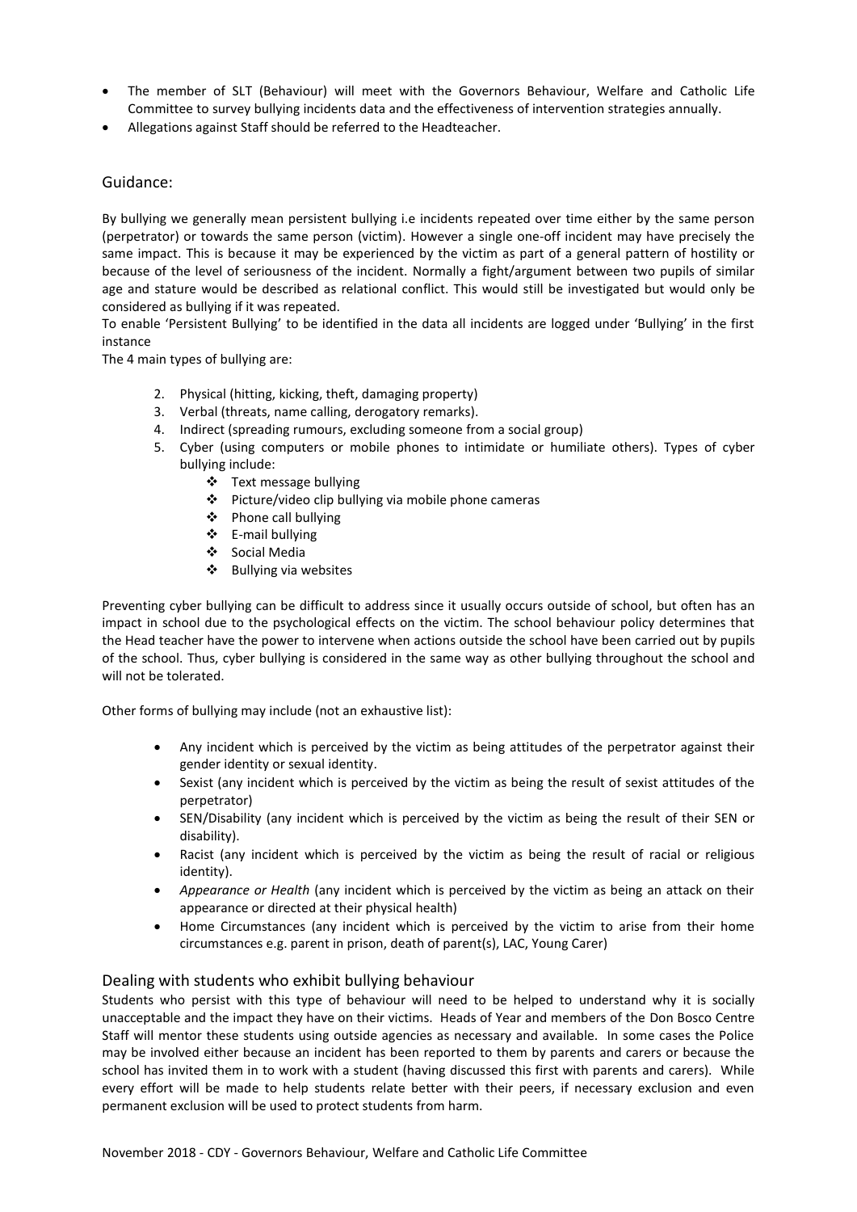- The member of SLT (Behaviour) will meet with the Governors Behaviour, Welfare and Catholic Life Committee to survey bullying incidents data and the effectiveness of intervention strategies annually.
- Allegations against Staff should be referred to the Headteacher.

## Guidance:

By bullying we generally mean persistent bullying i.e incidents repeated over time either by the same person (perpetrator) or towards the same person (victim). However a single one-off incident may have precisely the same impact. This is because it may be experienced by the victim as part of a general pattern of hostility or because of the level of seriousness of the incident. Normally a fight/argument between two pupils of similar age and stature would be described as relational conflict. This would still be investigated but would only be considered as bullying if it was repeated.

To enable 'Persistent Bullying' to be identified in the data all incidents are logged under 'Bullying' in the first instance

The 4 main types of bullying are:

2. Physical (hitting, kicking, theft, damaging property)
3. Verbal (threats, name calling, derogatory remarks).
4. Indirect (spreading rumours, excluding someone from a social group)
5. Cyber (using computers or mobile phones to intimidate or humiliate others). Types of cyber bullying include:
    - Text message bullying
    - Picture/video clip bullying via mobile phone cameras
    - Phone call bullying
    - E-mail bullying
    - Social Media
    - Bullying via websites

Preventing cyber bullying can be difficult to address since it usually occurs outside of school, but often has an impact in school due to the psychological effects on the victim. The school behaviour policy determines that the Head teacher have the power to intervene when actions outside the school have been carried out by pupils of the school. Thus, cyber bullying is considered in the same way as other bullying throughout the school and will not be tolerated.

Other forms of bullying may include (not an exhaustive list):

- Any incident which is perceived by the victim as being attitudes of the perpetrator against their gender identity or sexual identity.
- Sexist (any incident which is perceived by the victim as being the result of sexist attitudes of the perpetrator)
- SEN/Disability (any incident which is perceived by the victim as being the result of their SEN or disability).
- Racist (any incident which is perceived by the victim as being the result of racial or religious identity).
- *Appearance or Health* (any incident which is perceived by the victim as being an attack on their appearance or directed at their physical health)
- Home Circumstances (any incident which is perceived by the victim to arise from their home circumstances e.g. parent in prison, death of parent(s), LAC, Young Carer)

## Dealing with students who exhibit bullying behaviour

Students who persist with this type of behaviour will need to be helped to understand why it is socially unacceptable and the impact they have on their victims. Heads of Year and members of the Don Bosco Centre Staff will mentor these students using outside agencies as necessary and available. In some cases the Police may be involved either because an incident has been reported to them by parents and carers or because the school has invited them in to work with a student (having discussed this first with parents and carers). While every effort will be made to help students relate better with their peers, if necessary exclusion and even permanent exclusion will be used to protect students from harm.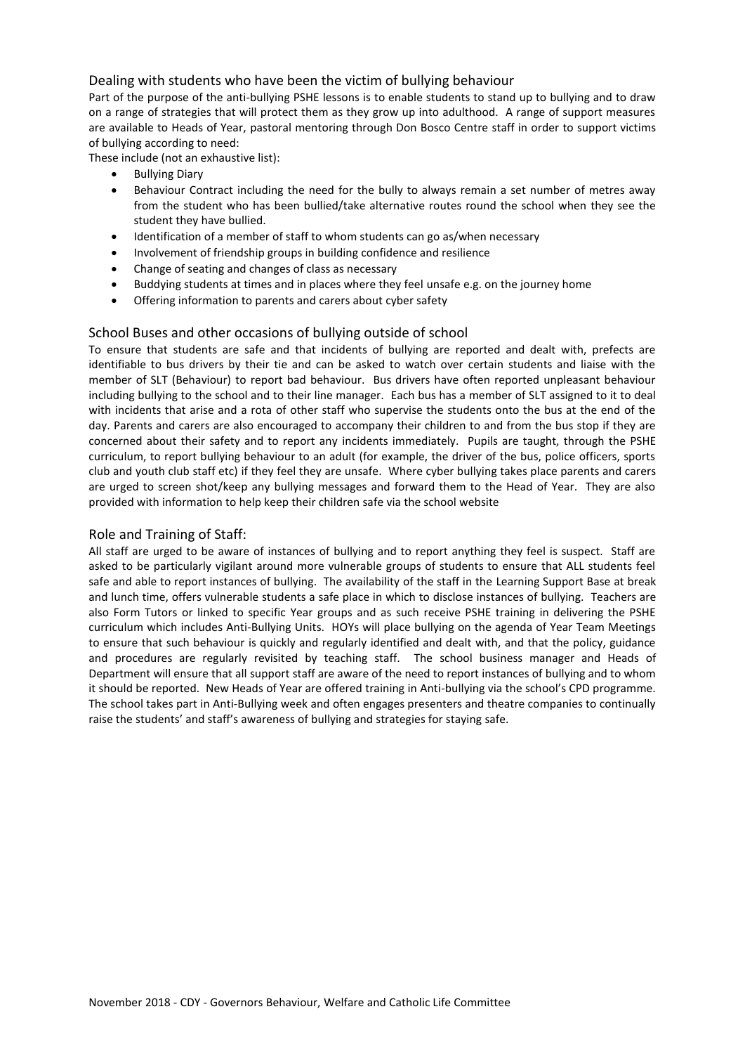## Dealing with students who have been the victim of bullying behaviour

Part of the purpose of the anti-bullying PSHE lessons is to enable students to stand up to bullying and to draw on a range of strategies that will protect them as they grow up into adulthood. A range of support measures are available to Heads of Year, pastoral mentoring through Don Bosco Centre staff in order to support victims of bullying according to need:

These include (not an exhaustive list):

- Bullying Diary
- Behaviour Contract including the need for the bully to always remain a set number of metres away from the student who has been bullied/take alternative routes round the school when they see the student they have bullied.
- Identification of a member of staff to whom students can go as/when necessary
- Involvement of friendship groups in building confidence and resilience
- Change of seating and changes of class as necessary
- Buddying students at times and in places where they feel unsafe e.g. on the journey home
- Offering information to parents and carers about cyber safety

## School Buses and other occasions of bullying outside of school

To ensure that students are safe and that incidents of bullying are reported and dealt with, prefects are identifiable to bus drivers by their tie and can be asked to watch over certain students and liaise with the member of SLT (Behaviour) to report bad behaviour. Bus drivers have often reported unpleasant behaviour including bullying to the school and to their line manager. Each bus has a member of SLT assigned to it to deal with incidents that arise and a rota of other staff who supervise the students onto the bus at the end of the day. Parents and carers are also encouraged to accompany their children to and from the bus stop if they are concerned about their safety and to report any incidents immediately. Pupils are taught, through the PSHE curriculum, to report bullying behaviour to an adult (for example, the driver of the bus, police officers, sports club and youth club staff etc) if they feel they are unsafe. Where cyber bullying takes place parents and carers are urged to screen shot/keep any bullying messages and forward them to the Head of Year. They are also provided with information to help keep their children safe via the school website

## Role and Training of Staff:

All staff are urged to be aware of instances of bullying and to report anything they feel is suspect. Staff are asked to be particularly vigilant around more vulnerable groups of students to ensure that ALL students feel safe and able to report instances of bullying. The availability of the staff in the Learning Support Base at break and lunch time, offers vulnerable students a safe place in which to disclose instances of bullying. Teachers are also Form Tutors or linked to specific Year groups and as such receive PSHE training in delivering the PSHE curriculum which includes Anti-Bullying Units. HOYs will place bullying on the agenda of Year Team Meetings to ensure that such behaviour is quickly and regularly identified and dealt with, and that the policy, guidance and procedures are regularly revisited by teaching staff. The school business manager and Heads of Department will ensure that all support staff are aware of the need to report instances of bullying and to whom it should be reported. New Heads of Year are offered training in Anti-bullying via the school's CPD programme. The school takes part in Anti-Bullying week and often engages presenters and theatre companies to continually raise the students' and staff's awareness of bullying and strategies for staying safe.